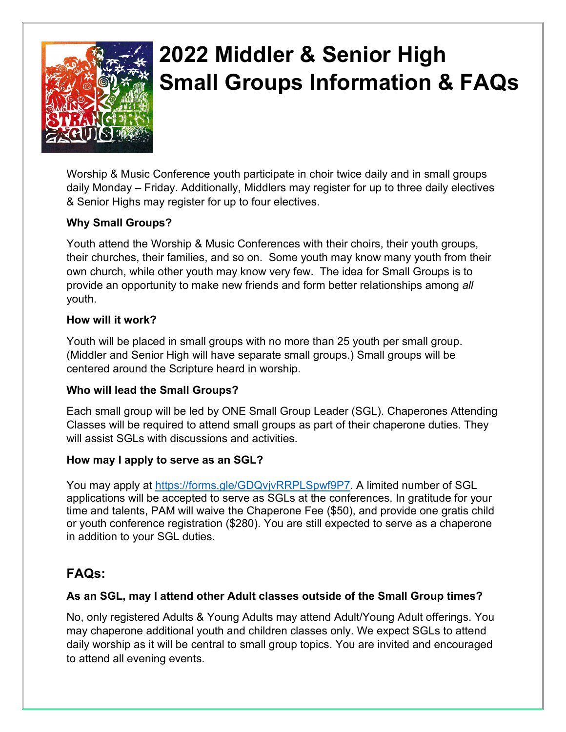# 2022 Middler & Senior High Small Groups Information & FAQs

Worship & Music Conference youth participate in choir twice daily and in small groups daily Monday – Friday. Additionally, Middlers may register for up to three daily electives & Senior Highs may register for up to four electives.

**Why Small Groups?**

Youth attend the Worship & Music Conferences with their choirs, their youth groups, their churches, their families, and so on. Some youth may know many youth from their own church, while other youth may know very few. The idea for Small Groups is to provide an opportunity to make new friends and form better relationships among *all* youth.

**How will it work?**

Youth will be placed in small groups with no more than 25 youth per small group. (Middler and Senior High will have separate small groups.) Small groups will be centered around the Scripture heard in worship.

**Who will lead the Small Groups?**

Each small group will be led by ONE Small Group Leader (SGL). Chaperones Attending Classes will be required to attend small groups as part of their chaperone duties. They will assist SGLs with discussions and activities.

**How may I apply to serve as an SGL?**

You may apply at https://forms.gle/GDQvjvRRPLSpwf9P7. A limited number of SGL applications will be accepted to serve as SGLs at the conferences. In gratitude for your time and talents, PAM will waive the Chaperone Fee ($50), and provide one gratis child or youth conference registration ($280). You are still expected to serve as a chaperone in addition to your SGL duties.

## FAQs:

**As an SGL, may I attend other Adult classes outside of the Small Group times?**

No, only registered Adults & Young Adults may attend Adult/Young Adult offerings. You may chaperone additional youth and children classes only. We expect SGLs to attend daily worship as it will be central to small group topics. You are invited and encouraged to attend all evening events.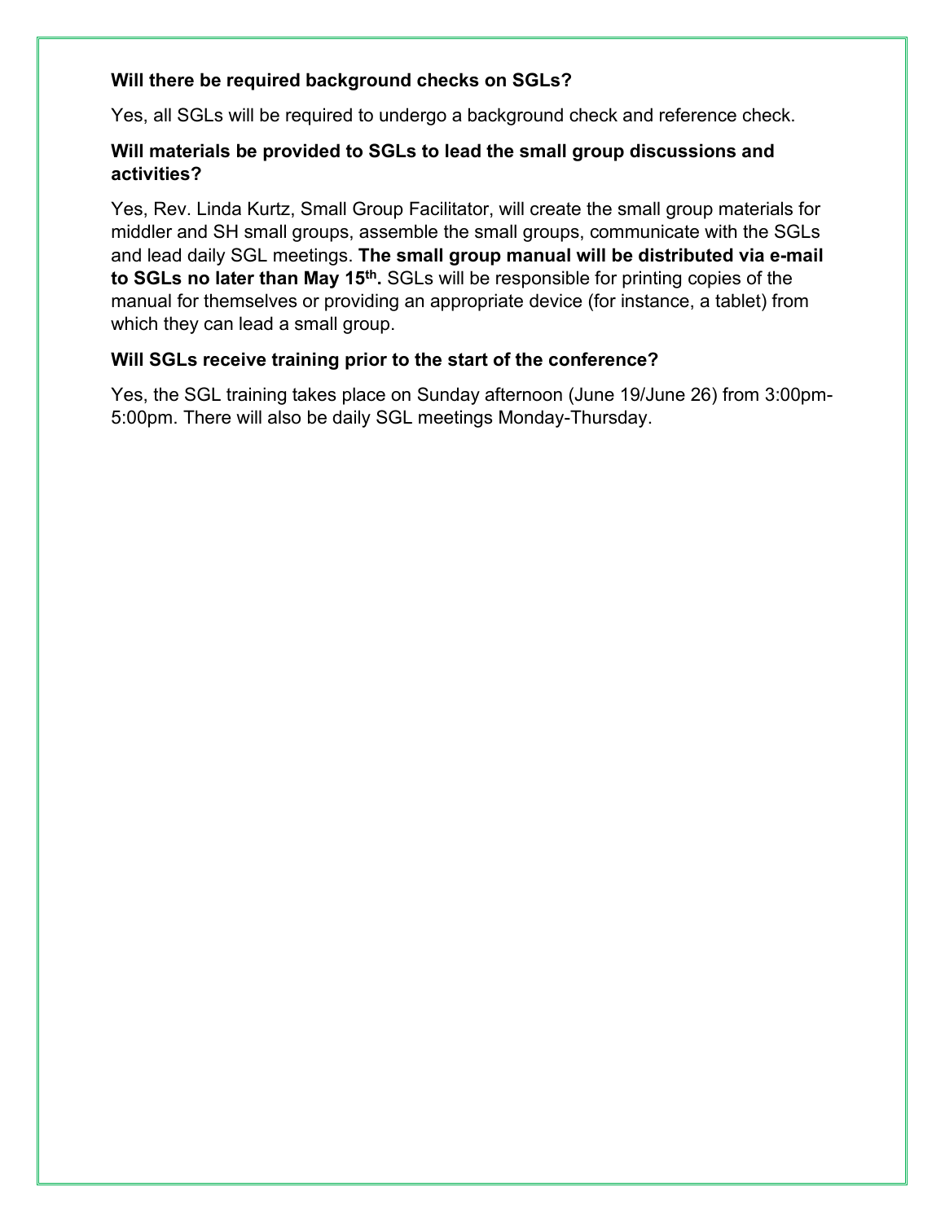**Will there be required background checks on SGLs?**

Yes, all SGLs will be required to undergo a background check and reference check.

**Will materials be provided to SGLs to lead the small group discussions and activities?**

Yes, Rev. Linda Kurtz, Small Group Facilitator, will create the small group materials for middler and SH small groups, assemble the small groups, communicate with the SGLs and lead daily SGL meetings. **The small group manual will be distributed via e-mail to SGLs no later than May 15th.** SGLs will be responsible for printing copies of the manual for themselves or providing an appropriate device (for instance, a tablet) from which they can lead a small group.

**Will SGLs receive training prior to the start of the conference?**

Yes, the SGL training takes place on Sunday afternoon (June 19/June 26) from 3:00pm-5:00pm. There will also be daily SGL meetings Monday-Thursday.